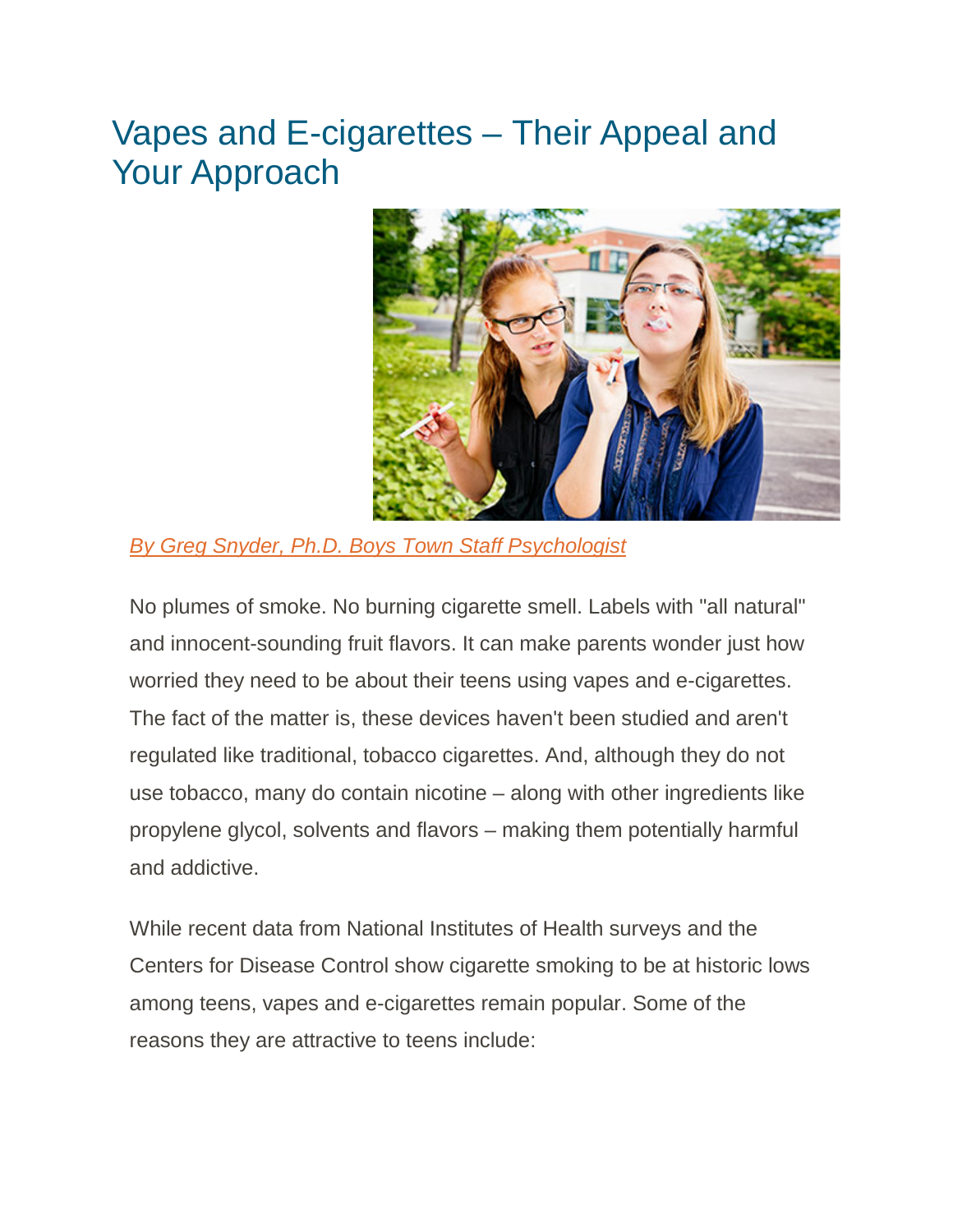# Vapes and E-cigarettes – Their Appeal and Your Approach

*By Greg Snyder, Ph.D. Boys Town Staff Psychologist*

No plumes of smoke. No burning cigarette smell. Labels with "all natural" and innocent-sounding fruit flavors. It can make parents wonder just how worried they need to be about their teens using vapes and e-cigarettes. The fact of the matter is, these devices haven't been studied and aren't regulated like traditional, tobacco cigarettes. And, although they do not use tobacco, many do contain nicotine – along with other ingredients like propylene glycol, solvents and flavors – making them potentially harmful and addictive.

While recent data from National Institutes of Health surveys and the Centers for Disease Control show cigarette smoking to be at historic lows among teens, vapes and e-cigarettes remain popular. Some of the reasons they are attractive to teens include: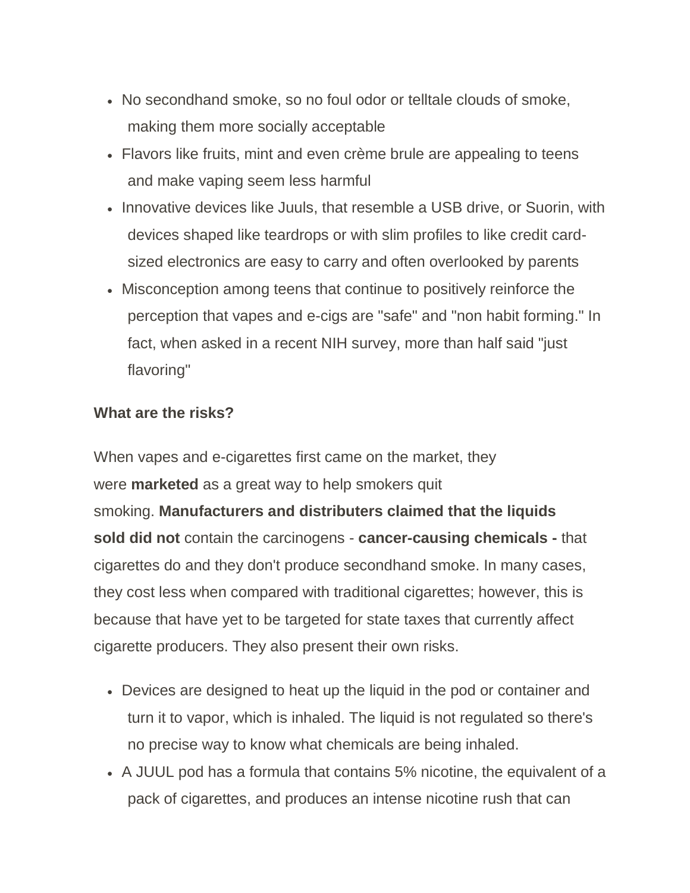- No secondhand smoke, so no foul odor or telltale clouds of smoke, making them more socially acceptable
- Flavors like fruits, mint and even crème brule are appealing to teens and make vaping seem less harmful
- Innovative devices like Juuls, that resemble a USB drive, or Suorin, with devices shaped like teardrops or with slim profiles to like credit card-sized electronics are easy to carry and often overlooked by parents
- Misconception among teens that continue to positively reinforce the perception that vapes and e-cigs are "safe" and "non habit forming." In fact, when asked in a recent NIH survey, more than half said "just flavoring"

**What are the risks?**

When vapes and e-cigarettes first came on the market, they were **marketed** as a great way to help smokers quit smoking. **Manufacturers and distributers claimed that the liquids sold did not** contain the carcinogens - **cancer-causing chemicals -** that cigarettes do and they don't produce secondhand smoke. In many cases, they cost less when compared with traditional cigarettes; however, this is because that have yet to be targeted for state taxes that currently affect cigarette producers. They also present their own risks.

- Devices are designed to heat up the liquid in the pod or container and turn it to vapor, which is inhaled. The liquid is not regulated so there's no precise way to know what chemicals are being inhaled.
- A JUUL pod has a formula that contains 5% nicotine, the equivalent of a pack of cigarettes, and produces an intense nicotine rush that can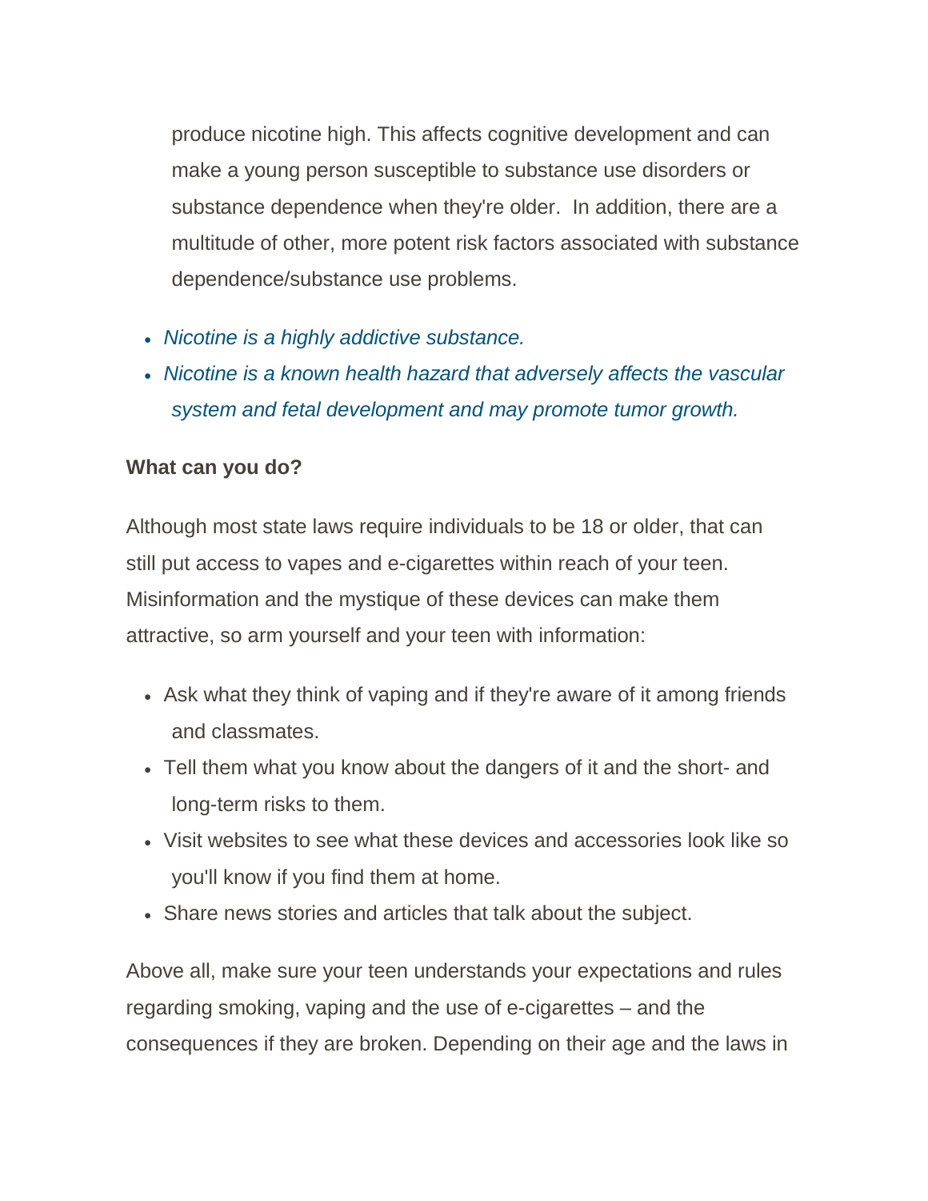produce nicotine high. This affects cognitive development and can make a young person susceptible to substance use disorders or substance dependence when they're older.  In addition, there are a multitude of other, more potent risk factors associated with substance dependence/substance use problems.

- *Nicotine is a highly addictive substance.*
- *Nicotine is a known health hazard that adversely affects the vascular system and fetal development and may promote tumor growth.*

**What can you do?**

Although most state laws require individuals to be 18 or older, that can still put access to vapes and e-cigarettes within reach of your teen. Misinformation and the mystique of these devices can make them attractive, so arm yourself and your teen with information:

- Ask what they think of vaping and if they're aware of it among friends and classmates.
- Tell them what you know about the dangers of it and the short- and long-term risks to them.
- Visit websites to see what these devices and accessories look like so you'll know if you find them at home.
- Share news stories and articles that talk about the subject.

Above all, make sure your teen understands your expectations and rules regarding smoking, vaping and the use of e-cigarettes – and the consequences if they are broken. Depending on their age and the laws in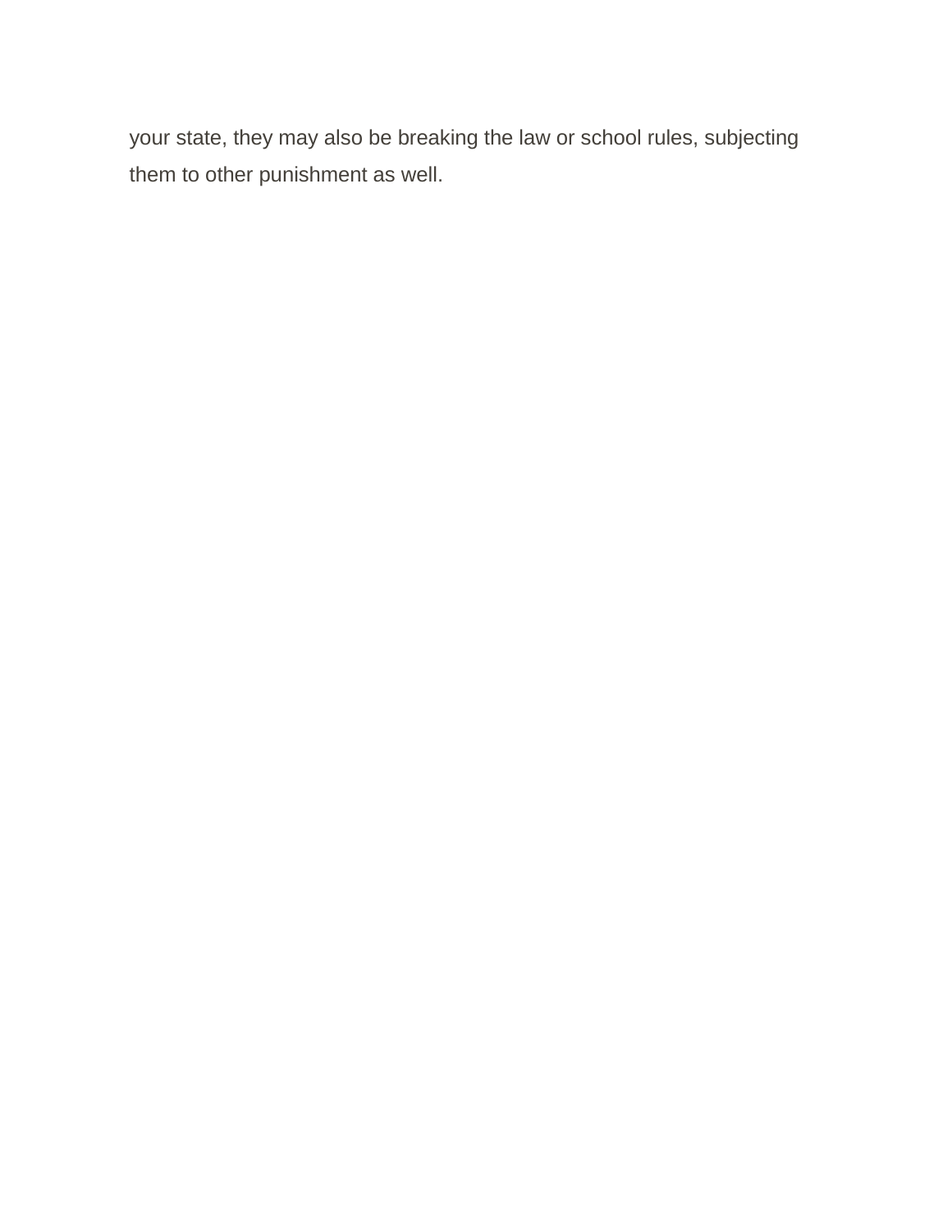your state, they may also be breaking the law or school rules, subjecting them to other punishment as well.